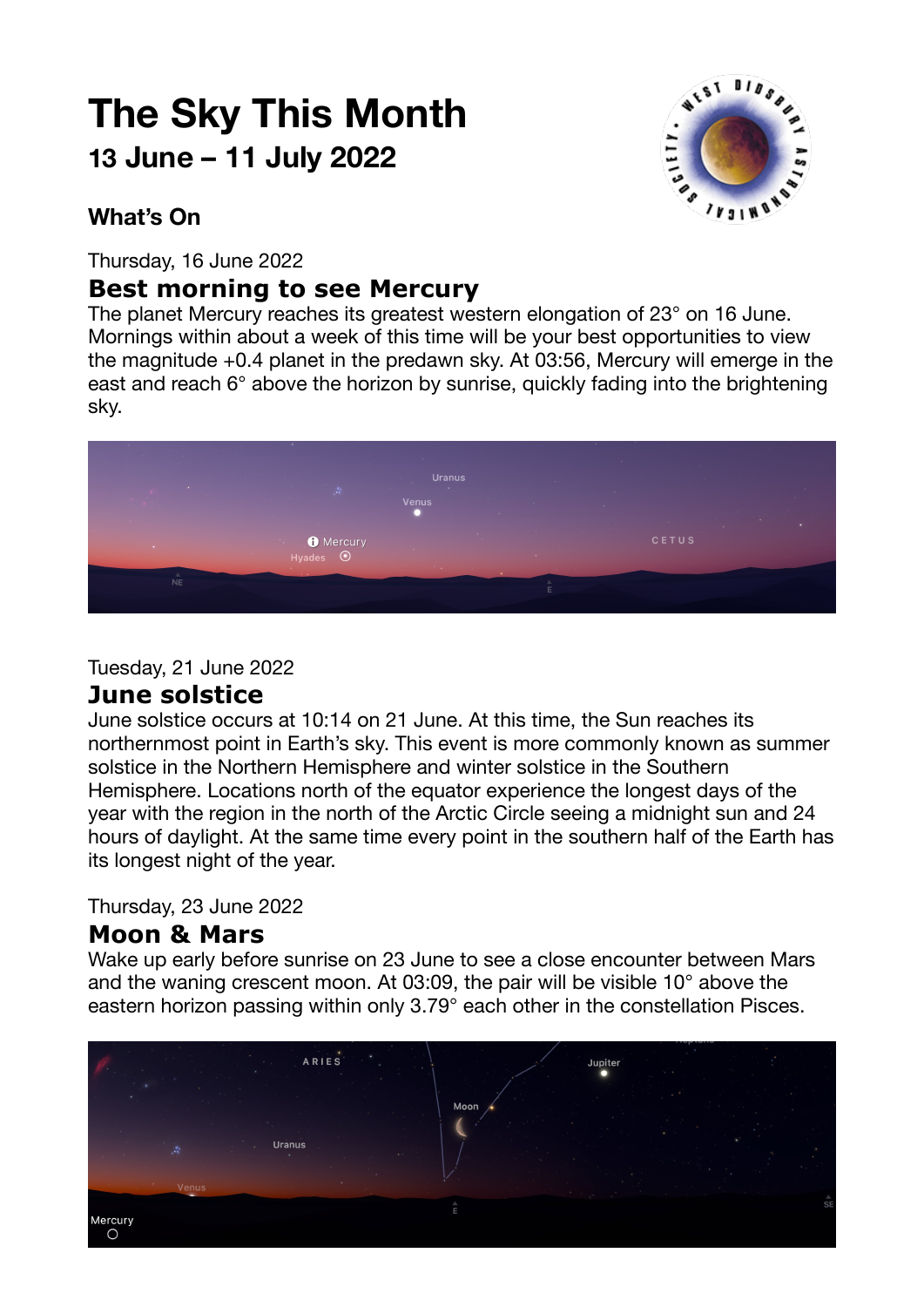# The Sky This Month

## 13 June – 11 July 2022

### What's On

Thursday, 16 June 2022

## Best morning to see Mercury

The planet Mercury reaches its greatest western elongation of 23° on 16 June. Mornings within about a week of this time will be your best opportunities to view the magnitude +0.4 planet in the predawn sky. At 03:56, Mercury will emerge in the east and reach 6° above the horizon by sunrise, quickly fading into the brightening sky.

Tuesday, 21 June 2022

## June solstice

June solstice occurs at 10:14 on 21 June. At this time, the Sun reaches its northernmost point in Earth's sky. This event is more commonly known as summer solstice in the Northern Hemisphere and winter solstice in the Southern Hemisphere. Locations north of the equator experience the longest days of the year with the region in the north of the Arctic Circle seeing a midnight sun and 24 hours of daylight. At the same time every point in the southern half of the Earth has its longest night of the year.

Thursday, 23 June 2022

## Moon & Mars

Wake up early before sunrise on 23 June to see a close encounter between Mars and the waning crescent moon. At 03:09, the pair will be visible 10° above the eastern horizon passing within only 3.79° each other in the constellation Pisces.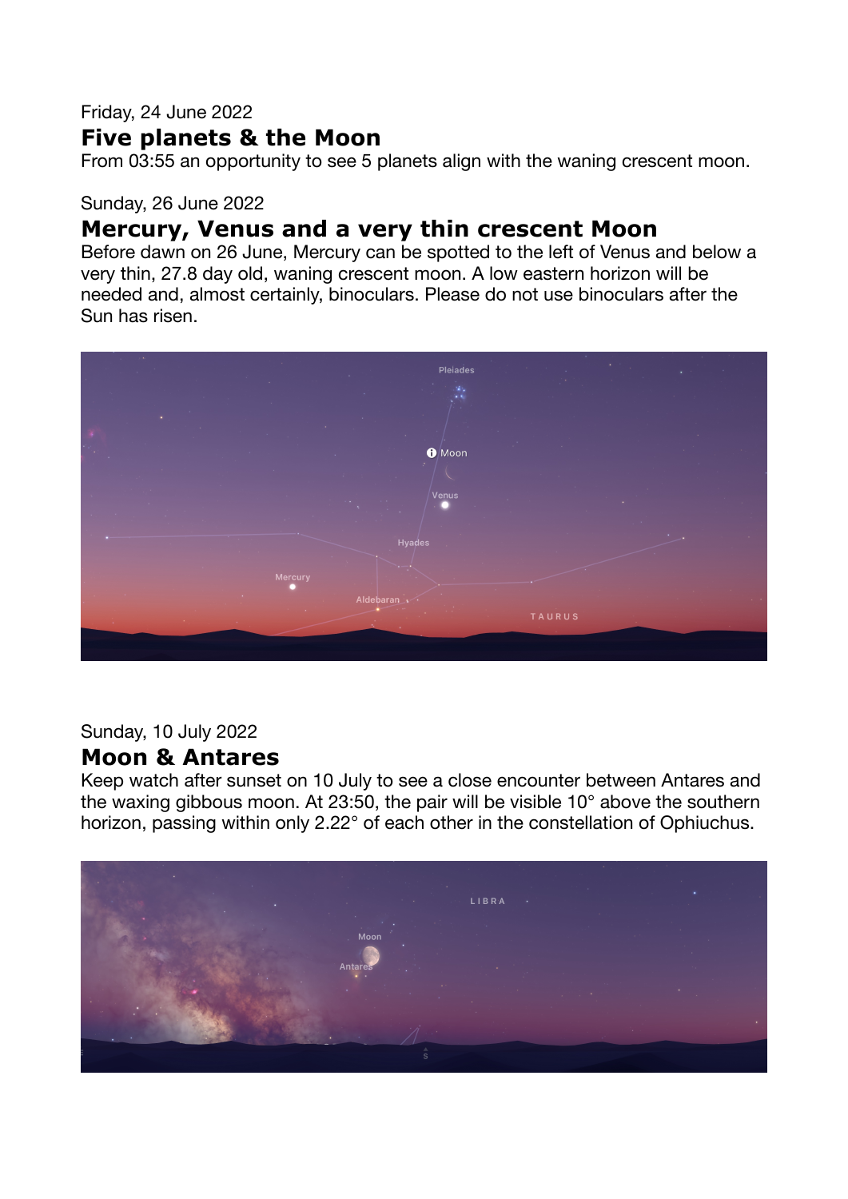Friday, 24 June 2022

## Five planets & the Moon

From 03:55 an opportunity to see 5 planets align with the waning crescent moon.

Sunday, 26 June 2022

## Mercury, Venus and a very thin crescent Moon

Before dawn on 26 June, Mercury can be spotted to the left of Venus and below a very thin, 27.8 day old, waning crescent moon. A low eastern horizon will be needed and, almost certainly, binoculars. Please do not use binoculars after the Sun has risen.

Pleiades
Moon
Venus
Hyades
Mercury
Aldebaran
TAURUS

Sunday, 10 July 2022

## Moon & Antares

Keep watch after sunset on 10 July to see a close encounter between Antares and the waxing gibbous moon. At 23:50, the pair will be visible 10° above the southern horizon, passing within only 2.22° of each other in the constellation of Ophiuchus.

LIBRA
Moon
Antares
S